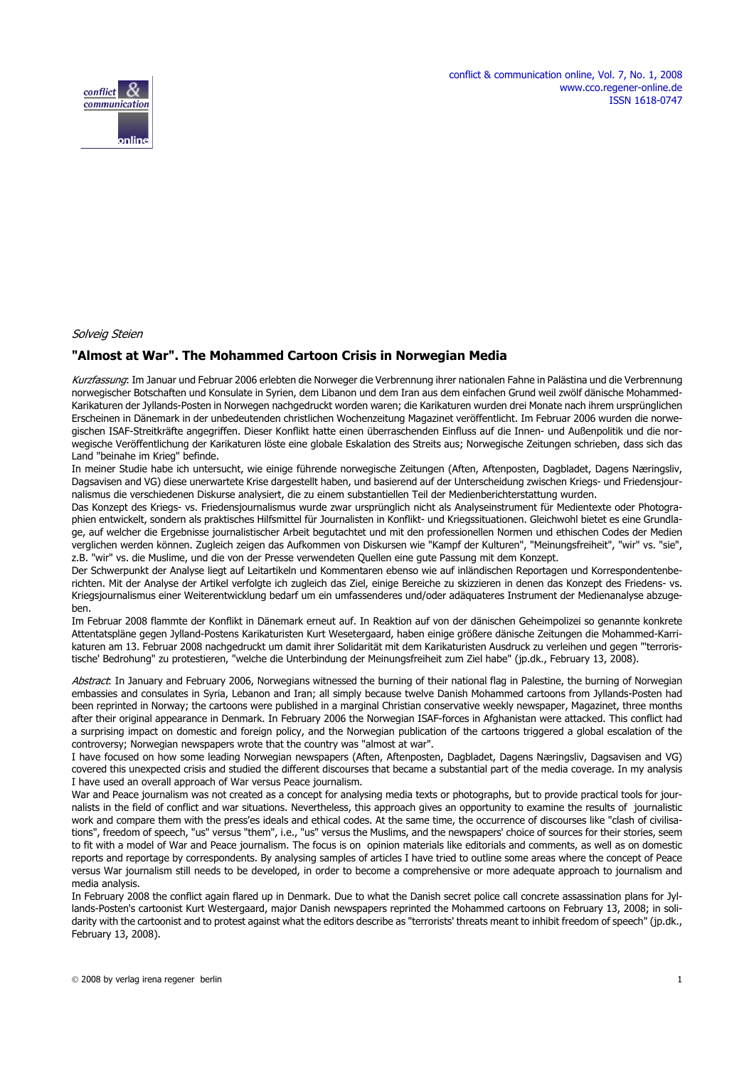*Solveig Steien*

## "Almost at War". The Mohammed Cartoon Crisis in Norwegian Media

*Kurzfassung*: Im Januar und Februar 2006 erlebten die Norweger die Verbrennung ihrer nationalen Fahne in Palästina und die Verbrennung norwegischer Botschaften und Konsulate in Syrien, dem Libanon und dem Iran aus dem einfachen Grund weil zwölf dänische Mohammed-Karikaturen der Jyllands-Posten in Norwegen nachgedruckt worden waren; die Karikaturen wurden drei Monate nach ihrem ursprünglichen Erscheinen in Dänemark in der unbedeutenden christlichen Wochenzeitung Magazinet veröffentlicht. Im Februar 2006 wurden die norwegischen ISAF-Streitkräfte angegriffen. Dieser Konflikt hatte einen überraschenden Einfluss auf die Innen- und Außenpolitik und die norwegische Veröffentlichung der Karikaturen löste eine globale Eskalation des Streits aus; Norwegische Zeitungen schrieben, dass sich das Land "beinahe im Krieg" befinde.

In meiner Studie habe ich untersucht, wie einige führende norwegische Zeitungen (Aften, Aftenposten, Dagbladet, Dagens Næringsliv, Dagsavisen and VG) diese unerwartete Krise dargestellt haben, und basierend auf der Unterscheidung zwischen Kriegs- und Friedensjournalismus die verschiedenen Diskurse analysiert, die zu einem substantiellen Teil der Medienberichterstattung wurden.

Das Konzept des Kriegs- vs. Friedensjournalismus wurde zwar ursprünglich nicht als Analyseinstrument für Medientexte oder Photographien entwickelt, sondern als praktisches Hilfsmittel für Journalisten in Konflikt- und Kriegssituationen. Gleichwohl bietet es eine Grundlage, auf welcher die Ergebnisse journalistischer Arbeit begutachtet und mit den professionellen Normen und ethischen Codes der Medien verglichen werden können. Zugleich zeigen das Aufkommen von Diskursen wie "Kampf der Kulturen", "Meinungsfreiheit", "wir" vs. "sie", z.B. "wir" vs. die Muslime, und die von der Presse verwendeten Quellen eine gute Passung mit dem Konzept.

Der Schwerpunkt der Analyse liegt auf Leitartikeln und Kommentaren ebenso wie auf inländischen Reportagen und Korrespondentenberichten. Mit der Analyse der Artikel verfolgte ich zugleich das Ziel, einige Bereiche zu skizzieren in denen das Konzept des Friedens- vs. Kriegsjournalismus einer Weiterentwicklung bedarf um ein umfassenderes und/oder adäquateres Instrument der Medienanalyse abzugeben.

Im Februar 2008 flammte der Konflikt in Dänemark erneut auf. In Reaktion auf von der dänischen Geheimpolizei so genannte konkrete Attentatspläne gegen Jylland-Postens Karikaturisten Kurt Wesetergaard, haben einige größere dänische Zeitungen die Mohammed-Karrikaturen am 13. Februar 2008 nachgedruckt um damit ihrer Solidarität mit dem Karikaturisten Ausdruck zu verleihen und gegen "'terroristische' Bedrohung" zu protestieren, "welche die Unterbindung der Meinungsfreiheit zum Ziel habe" (jp.dk., February 13, 2008).

*Abstract*: In January and February 2006, Norwegians witnessed the burning of their national flag in Palestine, the burning of Norwegian embassies and consulates in Syria, Lebanon and Iran; all simply because twelve Danish Mohammed cartoons from Jyllands-Posten had been reprinted in Norway; the cartoons were published in a marginal Christian conservative weekly newspaper, Magazinet, three months after their original appearance in Denmark. In February 2006 the Norwegian ISAF-forces in Afghanistan were attacked. This conflict had a surprising impact on domestic and foreign policy, and the Norwegian publication of the cartoons triggered a global escalation of the controversy; Norwegian newspapers wrote that the country was "almost at war".

I have focused on how some leading Norwegian newspapers (Aften, Aftenposten, Dagbladet, Dagens Næringsliv, Dagsavisen and VG) covered this unexpected crisis and studied the different discourses that became a substantial part of the media coverage. In my analysis I have used an overall approach of War versus Peace journalism.

War and Peace journalism was not created as a concept for analysing media texts or photographs, but to provide practical tools for journalists in the field of conflict and war situations. Nevertheless, this approach gives an opportunity to examine the results of journalistic work and compare them with the press'es ideals and ethical codes. At the same time, the occurrence of discourses like "clash of civilisations", freedom of speech, "us" versus "them", i.e., "us" versus the Muslims, and the newspapers' choice of sources for their stories, seem to fit with a model of War and Peace journalism. The focus is on opinion materials like editorials and comments, as well as on domestic reports and reportage by correspondents. By analysing samples of articles I have tried to outline some areas where the concept of Peace versus War journalism still needs to be developed, in order to become a comprehensive or more adequate approach to journalism and media analysis.

In February 2008 the conflict again flared up in Denmark. Due to what the Danish secret police call concrete assassination plans for Jyllands-Posten's cartoonist Kurt Westergaard, major Danish newspapers reprinted the Mohammed cartoons on February 13, 2008; in solidarity with the cartoonist and to protest against what the editors describe as "terrorists' threats meant to inhibit freedom of speech" (jp.dk., February 13, 2008).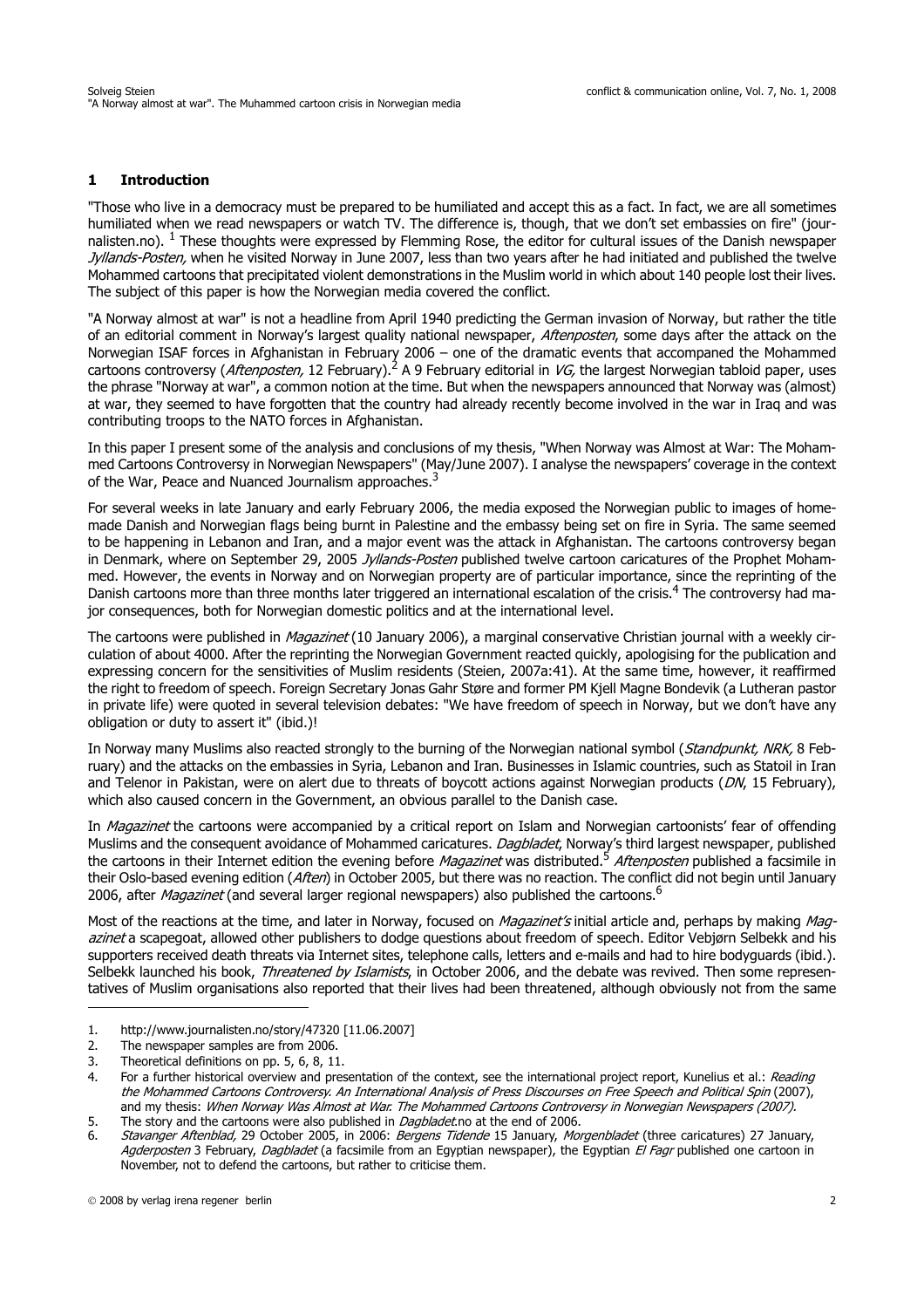## 1 Introduction

"Those who live in a democracy must be prepared to be humiliated and accept this as a fact. In fact, we are all sometimes humiliated when we read newspapers or watch TV. The difference is, though, that we don't set embassies on fire" (journalisten.no). [1] These thoughts were expressed by Flemming Rose, the editor for cultural issues of the Danish newspaper *Jyllands-Posten,* when he visited Norway in June 2007, less than two years after he had initiated and published the twelve Mohammed cartoons that precipitated violent demonstrations in the Muslim world in which about 140 people lost their lives. The subject of this paper is how the Norwegian media covered the conflict.

"A Norway almost at war" is not a headline from April 1940 predicting the German invasion of Norway, but rather the title of an editorial comment in Norway's largest quality national newspaper, *Aftenposten*, some days after the attack on the Norwegian ISAF forces in Afghanistan in February 2006 – one of the dramatic events that accompaned the Mohammed cartoons controversy (*Aftenposten,* 12 February).[2] A 9 February editorial in *VG,* the largest Norwegian tabloid paper, uses the phrase "Norway at war", a common notion at the time. But when the newspapers announced that Norway was (almost) at war, they seemed to have forgotten that the country had already recently become involved in the war in Iraq and was contributing troops to the NATO forces in Afghanistan.

In this paper I present some of the analysis and conclusions of my thesis, "When Norway was Almost at War: The Mohammed Cartoons Controversy in Norwegian Newspapers" (May/June 2007). I analyse the newspapers' coverage in the context of the War, Peace and Nuanced Journalism approaches.[3]

For several weeks in late January and early February 2006, the media exposed the Norwegian public to images of homemade Danish and Norwegian flags being burnt in Palestine and the embassy being set on fire in Syria. The same seemed to be happening in Lebanon and Iran, and a major event was the attack in Afghanistan. The cartoons controversy began in Denmark, where on September 29, 2005 *Jyllands-Posten* published twelve cartoon caricatures of the Prophet Mohammed. However, the events in Norway and on Norwegian property are of particular importance, since the reprinting of the Danish cartoons more than three months later triggered an international escalation of the crisis.[4] The controversy had major consequences, both for Norwegian domestic politics and at the international level.

The cartoons were published in *Magazinet* (10 January 2006), a marginal conservative Christian journal with a weekly circulation of about 4000. After the reprinting the Norwegian Government reacted quickly, apologising for the publication and expressing concern for the sensitivities of Muslim residents (Steien, 2007a:41). At the same time, however, it reaffirmed the right to freedom of speech. Foreign Secretary Jonas Gahr Støre and former PM Kjell Magne Bondevik (a Lutheran pastor in private life) were quoted in several television debates: "We have freedom of speech in Norway, but we don't have any obligation or duty to assert it" (ibid.)!

In Norway many Muslims also reacted strongly to the burning of the Norwegian national symbol (*Standpunkt, NRK,* 8 February) and the attacks on the embassies in Syria, Lebanon and Iran. Businesses in Islamic countries, such as Statoil in Iran and Telenor in Pakistan, were on alert due to threats of boycott actions against Norwegian products (*DN*, 15 February), which also caused concern in the Government, an obvious parallel to the Danish case.

In *Magazinet* the cartoons were accompanied by a critical report on Islam and Norwegian cartoonists' fear of offending Muslims and the consequent avoidance of Mohammed caricatures. *Dagbladet*, Norway's third largest newspaper, published the cartoons in their Internet edition the evening before *Magazinet* was distributed.[5] *Aftenposten* published a facsimile in their Oslo-based evening edition (*Aften*) in October 2005, but there was no reaction. The conflict did not begin until January 2006, after *Magazinet* (and several larger regional newspapers) also published the cartoons.[6]

Most of the reactions at the time, and later in Norway, focused on *Magazinet's* initial article and, perhaps by making *Magazinet* a scapegoat, allowed other publishers to dodge questions about freedom of speech. Editor Vebjørn Selbekk and his supporters received death threats via Internet sites, telephone calls, letters and e-mails and had to hire bodyguards (ibid.). Selbekk launched his book, *Threatened by Islamists*, in October 2006, and the debate was revived. Then some representatives of Muslim organisations also reported that their lives had been threatened, although obviously not from the same

---

1. http://www.journalisten.no/story/47320 [11.06.2007]
2. The newspaper samples are from 2006.
3. Theoretical definitions on pp. 5, 6, 8, 11.
4. For a further historical overview and presentation of the context, see the international project report, Kunelius et al.: *Reading the Mohammed Cartoons Controversy. An International Analysis of Press Discourses on Free Speech and Political Spin* (2007), and my thesis: *When Norway Was Almost at War. The Mohammed Cartoons Controversy in Norwegian Newspapers (2007).*
5. The story and the cartoons were also published in *Dagbladet.*no at the end of 2006.
6. *Stavanger Aftenblad,* 29 October 2005, in 2006: *Bergens Tidende* 15 January, *Morgenbladet* (three caricatures) 27 January, *Agderposten* 3 February, *Dagbladet* (a facsimile from an Egyptian newspaper), the Egyptian *El Fagr* published one cartoon in November, not to defend the cartoons, but rather to criticise them.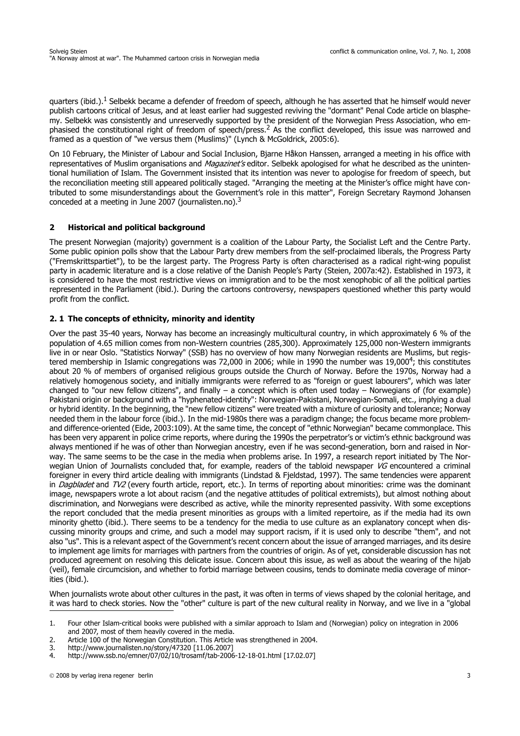quarters (ibid.).[1] Selbekk became a defender of freedom of speech, although he has asserted that he himself would never publish cartoons critical of Jesus, and at least earlier had suggested reviving the "dormant" Penal Code article on blasphemy. Selbekk was consistently and unreservedly supported by the president of the Norwegian Press Association, who emphasised the constitutional right of freedom of speech/press.[2] As the conflict developed, this issue was narrowed and framed as a question of "we versus them (Muslims)" (Lynch & McGoldrick, 2005:6).

On 10 February, the Minister of Labour and Social Inclusion, Bjarne Håkon Hanssen, arranged a meeting in his office with representatives of Muslim organisations and *Magazinet's* editor. Selbekk apologised for what he described as the unintentional humiliation of Islam. The Government insisted that its intention was never to apologise for freedom of speech, but the reconciliation meeting still appeared politically staged. "Arranging the meeting at the Minister's office might have contributed to some misunderstandings about the Government's role in this matter", Foreign Secretary Raymond Johansen conceded at a meeting in June 2007 (journalisten.no).[3]

## 2 Historical and political background

The present Norwegian (majority) government is a coalition of the Labour Party, the Socialist Left and the Centre Party. Some public opinion polls show that the Labour Party drew members from the self-proclaimed liberals, the Progress Party ("Fremskrittspartiet"), to be the largest party. The Progress Party is often characterised as a radical right-wing populist party in academic literature and is a close relative of the Danish People's Party (Steien, 2007a:42). Established in 1973, it is considered to have the most restrictive views on immigration and to be the most xenophobic of all the political parties represented in the Parliament (ibid.). During the cartoons controversy, newspapers questioned whether this party would profit from the conflict.

### 2. 1 The concepts of ethnicity, minority and identity

Over the past 35-40 years, Norway has become an increasingly multicultural country, in which approximately 6 % of the population of 4.65 million comes from non-Western countries (285,300). Approximately 125,000 non-Western immigrants live in or near Oslo. "Statistics Norway" (SSB) has no overview of how many Norwegian residents are Muslims, but registered membership in Islamic congregations was 72,000 in 2006; while in 1990 the number was 19,000[4]; this constitutes about 20 % of members of organised religious groups outside the Church of Norway. Before the 1970s, Norway had a relatively homogenous society, and initially immigrants were referred to as "foreign or guest labourers", which was later changed to "our new fellow citizens", and finally – a concept which is often used today – Norwegians of (for example) Pakistani origin or background with a "hyphenated-identity": Norwegian-Pakistani, Norwegian-Somali, etc., implying a dual or hybrid identity. In the beginning, the "new fellow citizens" were treated with a mixture of curiosity and tolerance; Norway needed them in the labour force (ibid.). In the mid-1980s there was a paradigm change; the focus became more problem- and difference-oriented (Eide, 2003:109). At the same time, the concept of "ethnic Norwegian" became commonplace. This has been very apparent in police crime reports, where during the 1990s the perpetrator's or victim's ethnic background was always mentioned if he was of other than Norwegian ancestry, even if he was second-generation, born and raised in Norway. The same seems to be the case in the media when problems arise. In 1997, a research report initiated by The Norwegian Union of Journalists concluded that, for example, readers of the tabloid newspaper *VG* encountered a criminal foreigner in every third article dealing with immigrants (Lindstad & Fjeldstad, 1997). The same tendencies were apparent in *Dagbladet* and *TV2* (every fourth article, report, etc.). In terms of reporting about minorities: crime was the dominant image, newspapers wrote a lot about racism (and the negative attitudes of political extremists), but almost nothing about discrimination, and Norwegians were described as active, while the minority represented passivity. With some exceptions the report concluded that the media present minorities as groups with a limited repertoire, as if the media had its own minority ghetto (ibid.). There seems to be a tendency for the media to use culture as an explanatory concept when discussing minority groups and crime, and such a model may support racism, if it is used only to describe "them", and not also "us". This is a relevant aspect of the Government's recent concern about the issue of arranged marriages, and its desire to implement age limits for marriages with partners from the countries of origin. As of yet, considerable discussion has not produced agreement on resolving this delicate issue. Concern about this issue, as well as about the wearing of the hijab (veil), female circumcision, and whether to forbid marriage between cousins, tends to dominate media coverage of minorities (ibid.).

When journalists wrote about other cultures in the past, it was often in terms of views shaped by the colonial heritage, and it was hard to check stories. Now the "other" culture is part of the new cultural reality in Norway, and we live in a "global

---

1. Four other Islam-critical books were published with a similar approach to Islam and (Norwegian) policy on integration in 2006 and 2007, most of them heavily covered in the media.
2. Article 100 of the Norwegian Constitution. This Article was strengthened in 2004.
3. http://www.journalisten.no/story/47320 [11.06.2007]
4. http://www.ssb.no/emner/07/02/10/trosamf/tab-2006-12-18-01.html [17.02.07]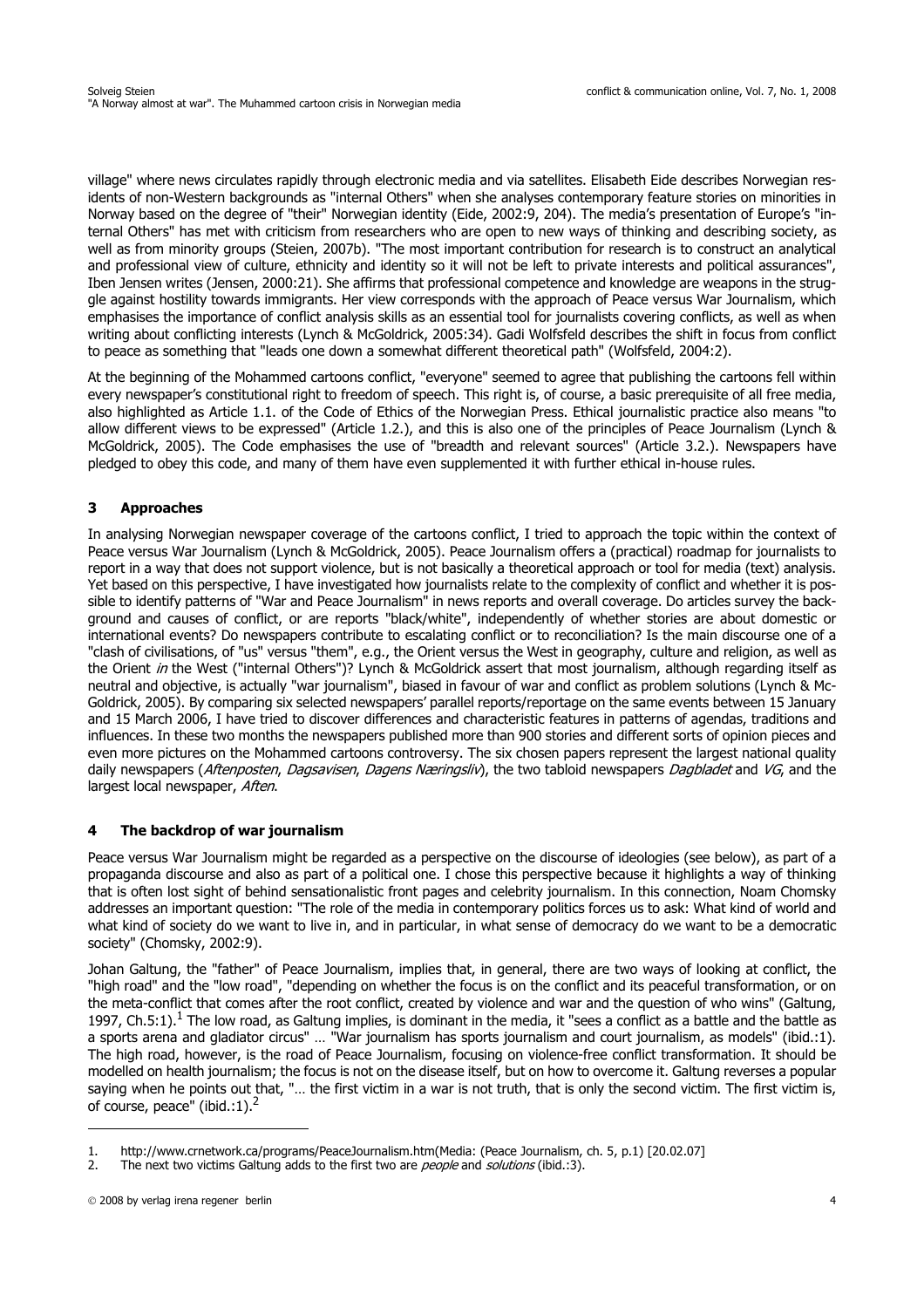village" where news circulates rapidly through electronic media and via satellites. Elisabeth Eide describes Norwegian residents of non-Western backgrounds as "internal Others" when she analyses contemporary feature stories on minorities in Norway based on the degree of "their" Norwegian identity (Eide, 2002:9, 204). The media's presentation of Europe's "internal Others" has met with criticism from researchers who are open to new ways of thinking and describing society, as well as from minority groups (Steien, 2007b). "The most important contribution for research is to construct an analytical and professional view of culture, ethnicity and identity so it will not be left to private interests and political assurances", Iben Jensen writes (Jensen, 2000:21). She affirms that professional competence and knowledge are weapons in the struggle against hostility towards immigrants. Her view corresponds with the approach of Peace versus War Journalism, which emphasises the importance of conflict analysis skills as an essential tool for journalists covering conflicts, as well as when writing about conflicting interests (Lynch & McGoldrick, 2005:34). Gadi Wolfsfeld describes the shift in focus from conflict to peace as something that "leads one down a somewhat different theoretical path" (Wolfsfeld, 2004:2).

At the beginning of the Mohammed cartoons conflict, "everyone" seemed to agree that publishing the cartoons fell within every newspaper's constitutional right to freedom of speech. This right is, of course, a basic prerequisite of all free media, also highlighted as Article 1.1. of the Code of Ethics of the Norwegian Press. Ethical journalistic practice also means "to allow different views to be expressed" (Article 1.2.), and this is also one of the principles of Peace Journalism (Lynch & McGoldrick, 2005). The Code emphasises the use of "breadth and relevant sources" (Article 3.2.). Newspapers have pledged to obey this code, and many of them have even supplemented it with further ethical in-house rules.

## 3 Approaches

In analysing Norwegian newspaper coverage of the cartoons conflict, I tried to approach the topic within the context of Peace versus War Journalism (Lynch & McGoldrick, 2005). Peace Journalism offers a (practical) roadmap for journalists to report in a way that does not support violence, but is not basically a theoretical approach or tool for media (text) analysis. Yet based on this perspective, I have investigated how journalists relate to the complexity of conflict and whether it is possible to identify patterns of "War and Peace Journalism" in news reports and overall coverage. Do articles survey the background and causes of conflict, or are reports "black/white", independently of whether stories are about domestic or international events? Do newspapers contribute to escalating conflict or to reconciliation? Is the main discourse one of a "clash of civilisations, of "us" versus "them", e.g., the Orient versus the West in geography, culture and religion, as well as the Orient *in* the West ("internal Others")? Lynch & McGoldrick assert that most journalism, although regarding itself as neutral and objective, is actually "war journalism", biased in favour of war and conflict as problem solutions (Lynch & McGoldrick, 2005). By comparing six selected newspapers' parallel reports/reportage on the same events between 15 January and 15 March 2006, I have tried to discover differences and characteristic features in patterns of agendas, traditions and influences. In these two months the newspapers published more than 900 stories and different sorts of opinion pieces and even more pictures on the Mohammed cartoons controversy. The six chosen papers represent the largest national quality daily newspapers (*Aftenposten*, *Dagsavisen*, *Dagens Næringsliv*), the two tabloid newspapers *Dagbladet* and *VG*, and the largest local newspaper, *Aften*.

## 4 The backdrop of war journalism

Peace versus War Journalism might be regarded as a perspective on the discourse of ideologies (see below), as part of a propaganda discourse and also as part of a political one. I chose this perspective because it highlights a way of thinking that is often lost sight of behind sensationalistic front pages and celebrity journalism. In this connection, Noam Chomsky addresses an important question: "The role of the media in contemporary politics forces us to ask: What kind of world and what kind of society do we want to live in, and in particular, in what sense of democracy do we want to be a democratic society" (Chomsky, 2002:9).

Johan Galtung, the "father" of Peace Journalism, implies that, in general, there are two ways of looking at conflict, the "high road" and the "low road", "depending on whether the focus is on the conflict and its peaceful transformation, or on the meta-conflict that comes after the root conflict, created by violence and war and the question of who wins" (Galtung, 1997, Ch.5:1).[1] The low road, as Galtung implies, is dominant in the media, it "sees a conflict as a battle and the battle as a sports arena and gladiator circus" … "War journalism has sports journalism and court journalism, as models" (ibid.:1). The high road, however, is the road of Peace Journalism, focusing on violence-free conflict transformation. It should be modelled on health journalism; the focus is not on the disease itself, but on how to overcome it. Galtung reverses a popular saying when he points out that, "… the first victim in a war is not truth, that is only the second victim. The first victim is, of course, peace" (ibid.:1).[2]

---

1. http://www.crnetwork.ca/programs/PeaceJournalism.htm(Media: (Peace Journalism, ch. 5, p.1) [20.02.07]
2. The next two victims Galtung adds to the first two are *people* and *solutions* (ibid.:3).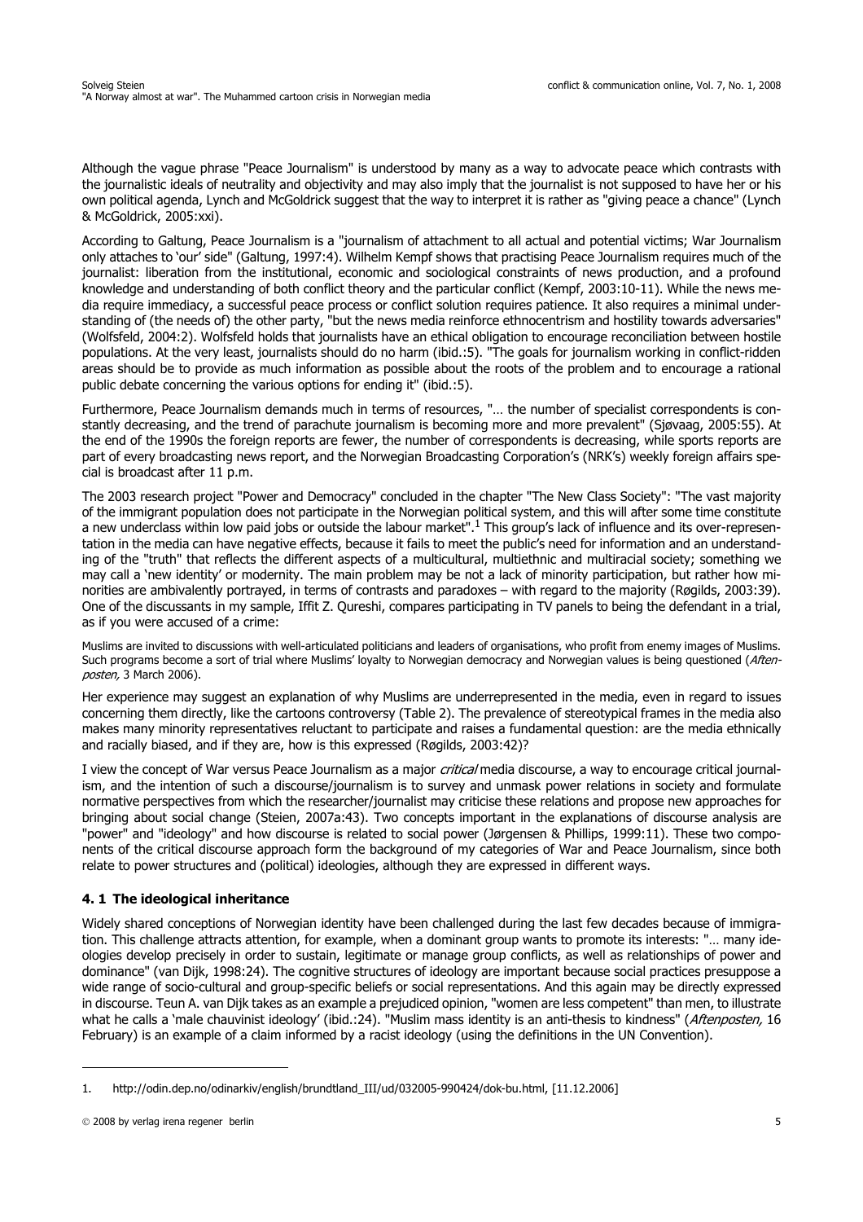Although the vague phrase "Peace Journalism" is understood by many as a way to advocate peace which contrasts with the journalistic ideals of neutrality and objectivity and may also imply that the journalist is not supposed to have her or his own political agenda, Lynch and McGoldrick suggest that the way to interpret it is rather as "giving peace a chance" (Lynch & McGoldrick, 2005:xxi).

According to Galtung, Peace Journalism is a "journalism of attachment to all actual and potential victims; War Journalism only attaches to 'our' side" (Galtung, 1997:4). Wilhelm Kempf shows that practising Peace Journalism requires much of the journalist: liberation from the institutional, economic and sociological constraints of news production, and a profound knowledge and understanding of both conflict theory and the particular conflict (Kempf, 2003:10-11). While the news media require immediacy, a successful peace process or conflict solution requires patience. It also requires a minimal understanding of (the needs of) the other party, "but the news media reinforce ethnocentrism and hostility towards adversaries" (Wolfsfeld, 2004:2). Wolfsfeld holds that journalists have an ethical obligation to encourage reconciliation between hostile populations. At the very least, journalists should do no harm (ibid.:5). "The goals for journalism working in conflict-ridden areas should be to provide as much information as possible about the roots of the problem and to encourage a rational public debate concerning the various options for ending it" (ibid.:5).

Furthermore, Peace Journalism demands much in terms of resources, "… the number of specialist correspondents is constantly decreasing, and the trend of parachute journalism is becoming more and more prevalent" (Sjøvaag, 2005:55). At the end of the 1990s the foreign reports are fewer, the number of correspondents is decreasing, while sports reports are part of every broadcasting news report, and the Norwegian Broadcasting Corporation's (NRK's) weekly foreign affairs special is broadcast after 11 p.m.

The 2003 research project "Power and Democracy" concluded in the chapter "The New Class Society": "The vast majority of the immigrant population does not participate in the Norwegian political system, and this will after some time constitute a new underclass within low paid jobs or outside the labour market".[1] This group's lack of influence and its over-representation in the media can have negative effects, because it fails to meet the public's need for information and an understanding of the "truth" that reflects the different aspects of a multicultural, multiethnic and multiracial society; something we may call a 'new identity' or modernity. The main problem may be not a lack of minority participation, but rather how minorities are ambivalently portrayed, in terms of contrasts and paradoxes – with regard to the majority (Røgilds, 2003:39). One of the discussants in my sample, Iffit Z. Qureshi, compares participating in TV panels to being the defendant in a trial, as if you were accused of a crime:

> Muslims are invited to discussions with well-articulated politicians and leaders of organisations, who profit from enemy images of Muslims. Such programs become a sort of trial where Muslims' loyalty to Norwegian democracy and Norwegian values is being questioned (*Aftenposten,* 3 March 2006).

Her experience may suggest an explanation of why Muslims are underrepresented in the media, even in regard to issues concerning them directly, like the cartoons controversy (Table 2). The prevalence of stereotypical frames in the media also makes many minority representatives reluctant to participate and raises a fundamental question: are the media ethnically and racially biased, and if they are, how is this expressed (Røgilds, 2003:42)?

I view the concept of War versus Peace Journalism as a major *critical* media discourse, a way to encourage critical journalism, and the intention of such a discourse/journalism is to survey and unmask power relations in society and formulate normative perspectives from which the researcher/journalist may criticise these relations and propose new approaches for bringing about social change (Steien, 2007a:43). Two concepts important in the explanations of discourse analysis are "power" and "ideology" and how discourse is related to social power (Jørgensen & Phillips, 1999:11). These two components of the critical discourse approach form the background of my categories of War and Peace Journalism, since both relate to power structures and (political) ideologies, although they are expressed in different ways.

### 4. 1 The ideological inheritance

Widely shared conceptions of Norwegian identity have been challenged during the last few decades because of immigration. This challenge attracts attention, for example, when a dominant group wants to promote its interests: "… many ideologies develop precisely in order to sustain, legitimate or manage group conflicts, as well as relationships of power and dominance" (van Dijk, 1998:24). The cognitive structures of ideology are important because social practices presuppose a wide range of socio-cultural and group-specific beliefs or social representations. And this again may be directly expressed in discourse. Teun A. van Dijk takes as an example a prejudiced opinion, "women are less competent" than men, to illustrate what he calls a 'male chauvinist ideology' (ibid.:24). "Muslim mass identity is an anti-thesis to kindness" (*Aftenposten,* 16 February) is an example of a claim informed by a racist ideology (using the definitions in the UN Convention).

---

1. http://odin.dep.no/odinarkiv/english/brundtland_III/ud/032005-990424/dok-bu.html, [11.12.2006]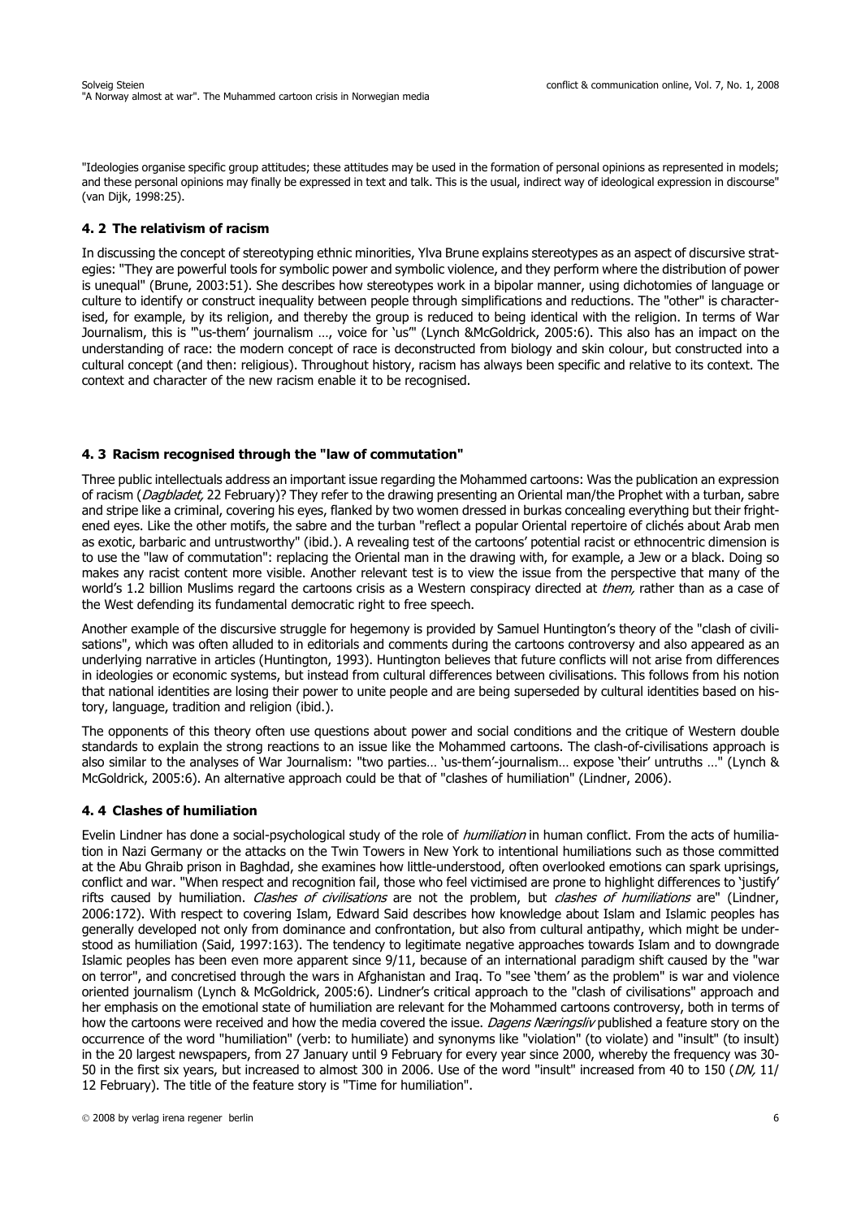"Ideologies organise specific group attitudes; these attitudes may be used in the formation of personal opinions as represented in models; and these personal opinions may finally be expressed in text and talk. This is the usual, indirect way of ideological expression in discourse" (van Dijk, 1998:25).

### 4. 2 The relativism of racism

In discussing the concept of stereotyping ethnic minorities, Ylva Brune explains stereotypes as an aspect of discursive strategies: "They are powerful tools for symbolic power and symbolic violence, and they perform where the distribution of power is unequal" (Brune, 2003:51). She describes how stereotypes work in a bipolar manner, using dichotomies of language or culture to identify or construct inequality between people through simplifications and reductions. The "other" is characterised, for example, by its religion, and thereby the group is reduced to being identical with the religion. In terms of War Journalism, this is "'us-them' journalism …, voice for 'us'" (Lynch &McGoldrick, 2005:6). This also has an impact on the understanding of race: the modern concept of race is deconstructed from biology and skin colour, but constructed into a cultural concept (and then: religious). Throughout history, racism has always been specific and relative to its context. The context and character of the new racism enable it to be recognised.

### 4. 3 Racism recognised through the "law of commutation"

Three public intellectuals address an important issue regarding the Mohammed cartoons: Was the publication an expression of racism (*Dagbladet,* 22 February)? They refer to the drawing presenting an Oriental man/the Prophet with a turban, sabre and stripe like a criminal, covering his eyes, flanked by two women dressed in burkas concealing everything but their frightened eyes. Like the other motifs, the sabre and the turban "reflect a popular Oriental repertoire of clichés about Arab men as exotic, barbaric and untrustworthy" (ibid.). A revealing test of the cartoons' potential racist or ethnocentric dimension is to use the "law of commutation": replacing the Oriental man in the drawing with, for example, a Jew or a black. Doing so makes any racist content more visible. Another relevant test is to view the issue from the perspective that many of the world's 1.2 billion Muslims regard the cartoons crisis as a Western conspiracy directed at *them,* rather than as a case of the West defending its fundamental democratic right to free speech.

Another example of the discursive struggle for hegemony is provided by Samuel Huntington's theory of the "clash of civilisations", which was often alluded to in editorials and comments during the cartoons controversy and also appeared as an underlying narrative in articles (Huntington, 1993). Huntington believes that future conflicts will not arise from differences in ideologies or economic systems, but instead from cultural differences between civilisations. This follows from his notion that national identities are losing their power to unite people and are being superseded by cultural identities based on history, language, tradition and religion (ibid.).

The opponents of this theory often use questions about power and social conditions and the critique of Western double standards to explain the strong reactions to an issue like the Mohammed cartoons. The clash-of-civilisations approach is also similar to the analyses of War Journalism: "two parties… 'us-them'-journalism… expose 'their' untruths …" (Lynch & McGoldrick, 2005:6). An alternative approach could be that of "clashes of humiliation" (Lindner, 2006).

### 4. 4 Clashes of humiliation

Evelin Lindner has done a social-psychological study of the role of *humiliation* in human conflict. From the acts of humiliation in Nazi Germany or the attacks on the Twin Towers in New York to intentional humiliations such as those committed at the Abu Ghraib prison in Baghdad, she examines how little-understood, often overlooked emotions can spark uprisings, conflict and war. "When respect and recognition fail, those who feel victimised are prone to highlight differences to 'justify' rifts caused by humiliation. *Clashes of civilisations* are not the problem, but *clashes of humiliations* are" (Lindner, 2006:172). With respect to covering Islam, Edward Said describes how knowledge about Islam and Islamic peoples has generally developed not only from dominance and confrontation, but also from cultural antipathy, which might be understood as humiliation (Said, 1997:163). The tendency to legitimate negative approaches towards Islam and to downgrade Islamic peoples has been even more apparent since 9/11, because of an international paradigm shift caused by the "war on terror", and concretised through the wars in Afghanistan and Iraq. To "see 'them' as the problem" is war and violence oriented journalism (Lynch & McGoldrick, 2005:6). Lindner's critical approach to the "clash of civilisations" approach and her emphasis on the emotional state of humiliation are relevant for the Mohammed cartoons controversy, both in terms of how the cartoons were received and how the media covered the issue. *Dagens Næringsliv* published a feature story on the occurrence of the word "humiliation" (verb: to humiliate) and synonyms like "violation" (to violate) and "insult" (to insult) in the 20 largest newspapers, from 27 January until 9 February for every year since 2000, whereby the frequency was 30-50 in the first six years, but increased to almost 300 in 2006. Use of the word "insult" increased from 40 to 150 (*DN,* 11/12 February). The title of the feature story is "Time for humiliation".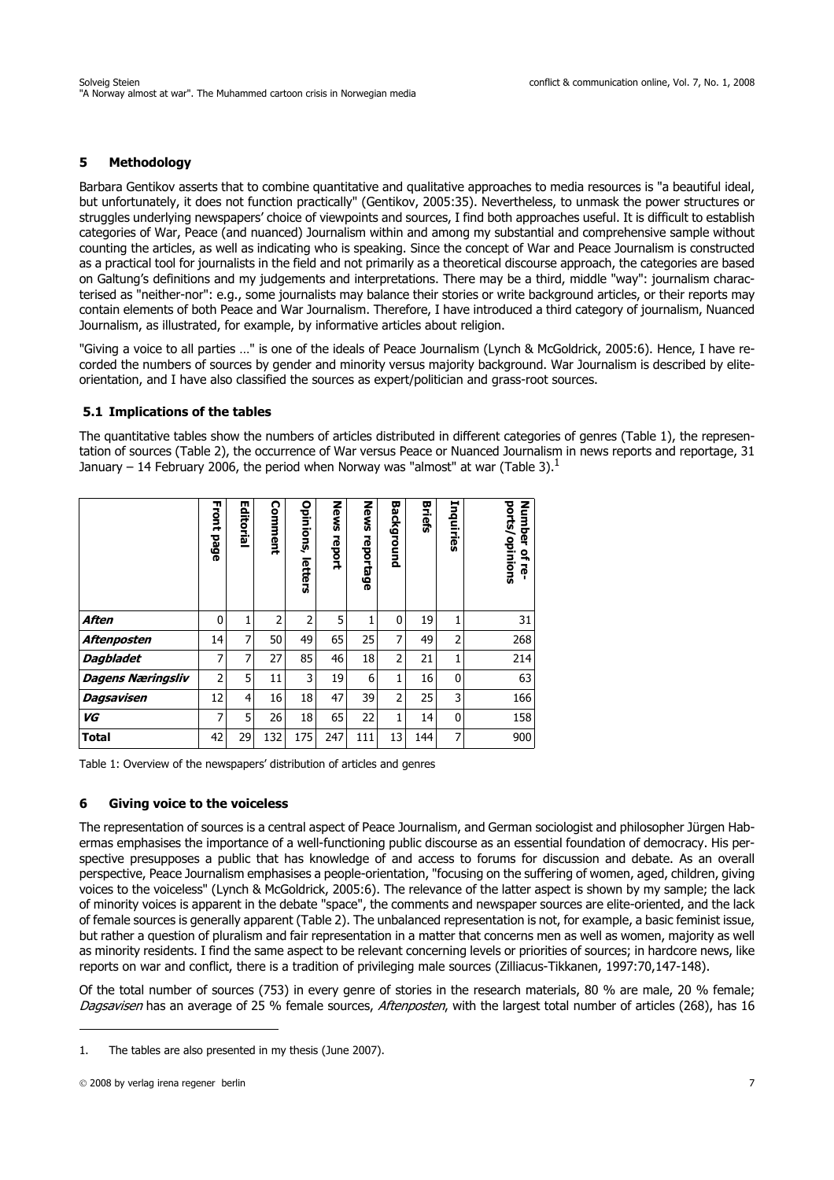## 5 Methodology

Barbara Gentikov asserts that to combine quantitative and qualitative approaches to media resources is "a beautiful ideal, but unfortunately, it does not function practically" (Gentikov, 2005:35). Nevertheless, to unmask the power structures or struggles underlying newspapers' choice of viewpoints and sources, I find both approaches useful. It is difficult to establish categories of War, Peace (and nuanced) Journalism within and among my substantial and comprehensive sample without counting the articles, as well as indicating who is speaking. Since the concept of War and Peace Journalism is constructed as a practical tool for journalists in the field and not primarily as a theoretical discourse approach, the categories are based on Galtung's definitions and my judgements and interpretations. There may be a third, middle "way": journalism characterised as "neither-nor": e.g., some journalists may balance their stories or write background articles, or their reports may contain elements of both Peace and War Journalism. Therefore, I have introduced a third category of journalism, Nuanced Journalism, as illustrated, for example, by informative articles about religion.

"Giving a voice to all parties …" is one of the ideals of Peace Journalism (Lynch & McGoldrick, 2005:6). Hence, I have recorded the numbers of sources by gender and minority versus majority background. War Journalism is described by elite-orientation, and I have also classified the sources as expert/politician and grass-root sources.

### 5.1 Implications of the tables

The quantitative tables show the numbers of articles distributed in different categories of genres (Table 1), the representation of sources (Table 2), the occurrence of War versus Peace or Nuanced Journalism in news reports and reportage, 31 January – 14 February 2006, the period when Norway was "almost" at war (Table 3).[1]

| | Front page | Editorial | Comment | Opinions, letters | News report | News reportage | Background | Briefs | Inquiries | Number of reports/opinions |
|---|---|---|---|---|---|---|---|---|---|---|
| ***Aften*** | 0 | 1 | 2 | 2 | 5 | 1 | 0 | 19 | 1 | 31 |
| ***Aftenposten*** | 14 | 7 | 50 | 49 | 65 | 25 | 7 | 49 | 2 | 268 |
| ***Dagbladet*** | 7 | 7 | 27 | 85 | 46 | 18 | 2 | 21 | 1 | 214 |
| ***Dagens Næringsliv*** | 2 | 5 | 11 | 3 | 19 | 6 | 1 | 16 | 0 | 63 |
| ***Dagsavisen*** | 12 | 4 | 16 | 18 | 47 | 39 | 2 | 25 | 3 | 166 |
| ***VG*** | 7 | 5 | 26 | 18 | 65 | 22 | 1 | 14 | 0 | 158 |
| **Total** | 42 | 29 | 132 | 175 | 247 | 111 | 13 | 144 | 7 | 900 |

Table 1: Overview of the newspapers' distribution of articles and genres

## 6 Giving voice to the voiceless

The representation of sources is a central aspect of Peace Journalism, and German sociologist and philosopher Jürgen Habermas emphasises the importance of a well-functioning public discourse as an essential foundation of democracy. His perspective presupposes a public that has knowledge of and access to forums for discussion and debate. As an overall perspective, Peace Journalism emphasises a people-orientation, "focusing on the suffering of women, aged, children, giving voices to the voiceless" (Lynch & McGoldrick, 2005:6). The relevance of the latter aspect is shown by my sample; the lack of minority voices is apparent in the debate "space", the comments and newspaper sources are elite-oriented, and the lack of female sources is generally apparent (Table 2). The unbalanced representation is not, for example, a basic feminist issue, but rather a question of pluralism and fair representation in a matter that concerns men as well as women, majority as well as minority residents. I find the same aspect to be relevant concerning levels or priorities of sources; in hardcore news, like reports on war and conflict, there is a tradition of privileging male sources (Zilliacus-Tikkanen, 1997:70,147-148).

Of the total number of sources (753) in every genre of stories in the research materials, 80 % are male, 20 % female; *Dagsavisen* has an average of 25 % female sources, *Aftenposten*, with the largest total number of articles (268), has 16

1. The tables are also presented in my thesis (June 2007).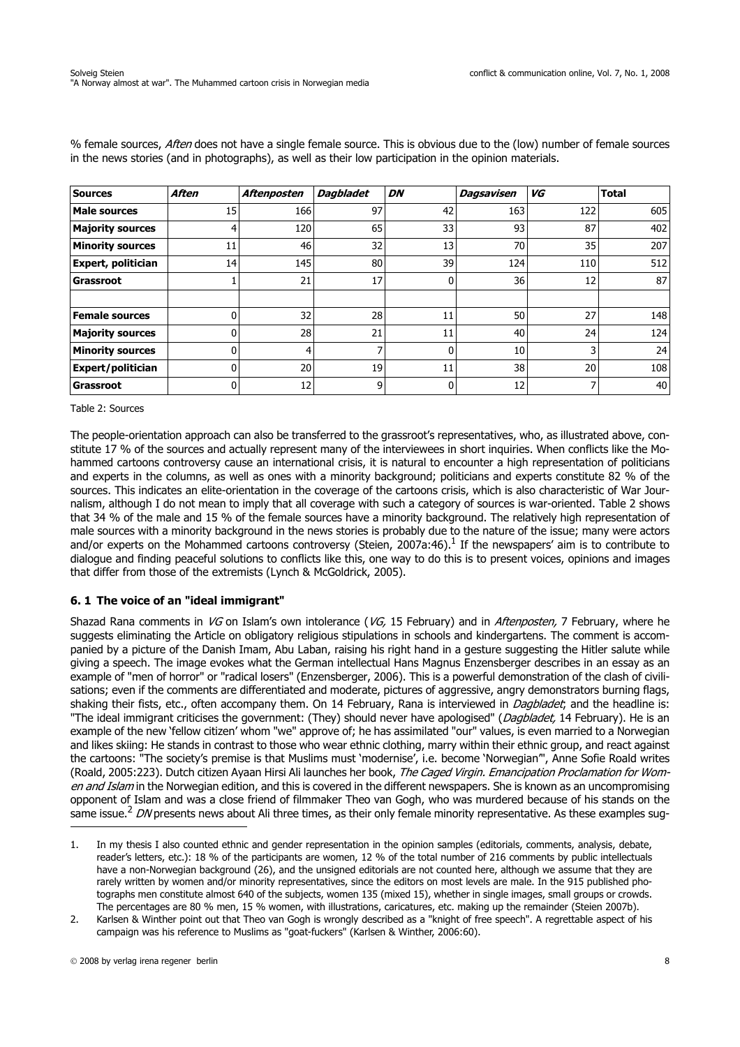% female sources, *Aften* does not have a single female source. This is obvious due to the (low) number of female sources in the news stories (and in photographs), as well as their low participation in the opinion materials.

| Sources | *Aften* | *Aftenposten* | *Dagbladet* | *DN* | *Dagsavisen* | *VG* | Total |
|---|---|---|---|---|---|---|---|
| **Male sources** | 15 | 166 | 97 | 42 | 163 | 122 | 605 |
| **Majority sources** | 4 | 120 | 65 | 33 | 93 | 87 | 402 |
| **Minority sources** | 11 | 46 | 32 | 13 | 70 | 35 | 207 |
| **Expert, politician** | 14 | 145 | 80 | 39 | 124 | 110 | 512 |
| **Grassroot** | 1 | 21 | 17 | 0 | 36 | 12 | 87 |
| | | | | | | | |
| **Female sources** | 0 | 32 | 28 | 11 | 50 | 27 | 148 |
| **Majority sources** | 0 | 28 | 21 | 11 | 40 | 24 | 124 |
| **Minority sources** | 0 | 4 | 7 | 0 | 10 | 3 | 24 |
| **Expert/politician** | 0 | 20 | 19 | 11 | 38 | 20 | 108 |
| **Grassroot** | 0 | 12 | 9 | 0 | 12 | 7 | 40 |

Table 2: Sources

The people-orientation approach can also be transferred to the grassroot's representatives, who, as illustrated above, constitute 17 % of the sources and actually represent many of the interviewees in short inquiries. When conflicts like the Mohammed cartoons controversy cause an international crisis, it is natural to encounter a high representation of politicians and experts in the columns, as well as ones with a minority background; politicians and experts constitute 82 % of the sources. This indicates an elite-orientation in the coverage of the cartoons crisis, which is also characteristic of War Journalism, although I do not mean to imply that all coverage with such a category of sources is war-oriented. Table 2 shows that 34 % of the male and 15 % of the female sources have a minority background. The relatively high representation of male sources with a minority background in the news stories is probably due to the nature of the issue; many were actors and/or experts on the Mohammed cartoons controversy (Steien, 2007a:46).[1] If the newspapers' aim is to contribute to dialogue and finding peaceful solutions to conflicts like this, one way to do this is to present voices, opinions and images that differ from those of the extremists (Lynch & McGoldrick, 2005).

### 6. 1 The voice of an "ideal immigrant"

Shazad Rana comments in *VG* on Islam's own intolerance (*VG,* 15 February) and in *Aftenposten,* 7 February, where he suggests eliminating the Article on obligatory religious stipulations in schools and kindergartens. The comment is accompanied by a picture of the Danish Imam, Abu Laban, raising his right hand in a gesture suggesting the Hitler salute while giving a speech. The image evokes what the German intellectual Hans Magnus Enzensberger describes in an essay as an example of "men of horror" or "radical losers" (Enzensberger, 2006). This is a powerful demonstration of the clash of civilisations; even if the comments are differentiated and moderate, pictures of aggressive, angry demonstrators burning flags, shaking their fists, etc., often accompany them. On 14 February, Rana is interviewed in *Dagbladet*; and the headline is: "The ideal immigrant criticises the government: (They) should never have apologised" (*Dagbladet,* 14 February). He is an example of the new 'fellow citizen' whom "we" approve of; he has assimilated "our" values, is even married to a Norwegian and likes skiing: He stands in contrast to those who wear ethnic clothing, marry within their ethnic group, and react against the cartoons: "The society's premise is that Muslims must 'modernise', i.e. become 'Norwegian'", Anne Sofie Roald writes (Roald, 2005:223). Dutch citizen Ayaan Hirsi Ali launches her book, *The Caged Virgin. Emancipation Proclamation for Women and Islam* in the Norwegian edition, and this is covered in the different newspapers. She is known as an uncompromising opponent of Islam and was a close friend of filmmaker Theo van Gogh, who was murdered because of his stands on the same issue.[2] *DN* presents news about Ali three times, as their only female minority representative. As these examples sug-

---

1. In my thesis I also counted ethnic and gender representation in the opinion samples (editorials, comments, analysis, debate, reader's letters, etc.): 18 % of the participants are women, 12 % of the total number of 216 comments by public intellectuals have a non-Norwegian background (26), and the unsigned editorials are not counted here, although we assume that they are rarely written by women and/or minority representatives, since the editors on most levels are male. In the 915 published photographs men constitute almost 640 of the subjects, women 135 (mixed 15), whether in single images, small groups or crowds. The percentages are 80 % men, 15 % women, with illustrations, caricatures, etc. making up the remainder (Steien 2007b).
2. Karlsen & Winther point out that Theo van Gogh is wrongly described as a "knight of free speech". A regrettable aspect of his campaign was his reference to Muslims as "goat-fuckers" (Karlsen & Winther, 2006:60).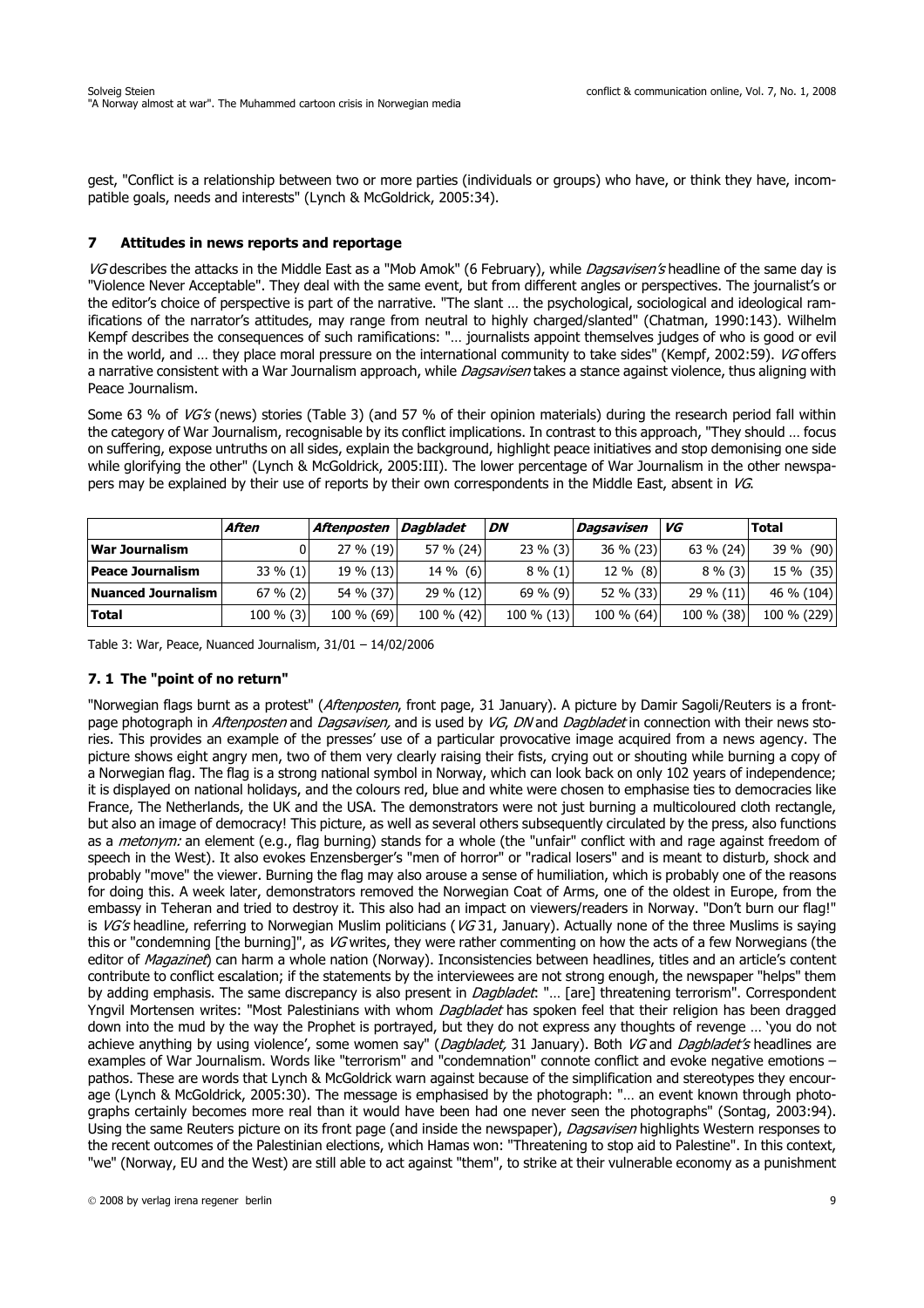gest, "Conflict is a relationship between two or more parties (individuals or groups) who have, or think they have, incompatible goals, needs and interests" (Lynch & McGoldrick, 2005:34).

## 7 Attitudes in news reports and reportage

*VG* describes the attacks in the Middle East as a "Mob Amok" (6 February), while *Dagsavisen's* headline of the same day is "Violence Never Acceptable". They deal with the same event, but from different angles or perspectives. The journalist's or the editor's choice of perspective is part of the narrative. "The slant … the psychological, sociological and ideological ramifications of the narrator's attitudes, may range from neutral to highly charged/slanted" (Chatman, 1990:143). Wilhelm Kempf describes the consequences of such ramifications: "… journalists appoint themselves judges of who is good or evil in the world, and … they place moral pressure on the international community to take sides" (Kempf, 2002:59). *VG* offers a narrative consistent with a War Journalism approach, while *Dagsavisen* takes a stance against violence, thus aligning with Peace Journalism.

Some 63 % of *VG's* (news) stories (Table 3) (and 57 % of their opinion materials) during the research period fall within the category of War Journalism, recognisable by its conflict implications. In contrast to this approach, "They should … focus on suffering, expose untruths on all sides, explain the background, highlight peace initiatives and stop demonising one side while glorifying the other" (Lynch & McGoldrick, 2005:III). The lower percentage of War Journalism in the other newspapers may be explained by their use of reports by their own correspondents in the Middle East, absent in *VG*.

| | *Aften* | *Aftenposten* | *Dagbladet* | *DN* | *Dagsavisen* | *VG* | **Total** |
|---|---|---|---|---|---|---|---|
| **War Journalism** | 0 | 27 % (19) | 57 % (24) | 23 % (3) | 36 % (23) | 63 % (24) | 39 % (90) |
| **Peace Journalism** | 33 % (1) | 19 % (13) | 14 % (6) | 8 % (1) | 12 % (8) | 8 % (3) | 15 % (35) |
| **Nuanced Journalism** | 67 % (2) | 54 % (37) | 29 % (12) | 69 % (9) | 52 % (33) | 29 % (11) | 46 % (104) |
| **Total** | 100 % (3) | 100 % (69) | 100 % (42) | 100 % (13) | 100 % (64) | 100 % (38) | 100 % (229) |

Table 3: War, Peace, Nuanced Journalism, 31/01 – 14/02/2006

### 7. 1 The "point of no return"

"Norwegian flags burnt as a protest" (*Aftenposten*, front page, 31 January). A picture by Damir Sagoli/Reuters is a front-page photograph in *Aftenposten* and *Dagsavisen,* and is used by *VG*, *DN* and *Dagbladet* in connection with their news stories. This provides an example of the presses' use of a particular provocative image acquired from a news agency. The picture shows eight angry men, two of them very clearly raising their fists, crying out or shouting while burning a copy of a Norwegian flag. The flag is a strong national symbol in Norway, which can look back on only 102 years of independence; it is displayed on national holidays, and the colours red, blue and white were chosen to emphasise ties to democracies like France, The Netherlands, the UK and the USA. The demonstrators were not just burning a multicoloured cloth rectangle, but also an image of democracy! This picture, as well as several others subsequently circulated by the press, also functions as a *metonym:* an element (e.g., flag burning) stands for a whole (the "unfair" conflict with and rage against freedom of speech in the West). It also evokes Enzensberger's "men of horror" or "radical losers" and is meant to disturb, shock and probably "move" the viewer. Burning the flag may also arouse a sense of humiliation, which is probably one of the reasons for doing this. A week later, demonstrators removed the Norwegian Coat of Arms, one of the oldest in Europe, from the embassy in Teheran and tried to destroy it. This also had an impact on viewers/readers in Norway. "Don't burn our flag!" is *VG's* headline, referring to Norwegian Muslim politicians (*VG* 31, January). Actually none of the three Muslims is saying this or "condemning [the burning]", as *VG* writes, they were rather commenting on how the acts of a few Norwegians (the editor of *Magazinet*) can harm a whole nation (Norway). Inconsistencies between headlines, titles and an article's content contribute to conflict escalation; if the statements by the interviewees are not strong enough, the newspaper "helps" them by adding emphasis. The same discrepancy is also present in *Dagbladet*: "… [are] threatening terrorism". Correspondent Yngvil Mortensen writes: "Most Palestinians with whom *Dagbladet* has spoken feel that their religion has been dragged down into the mud by the way the Prophet is portrayed, but they do not express any thoughts of revenge … 'you do not achieve anything by using violence', some women say" (*Dagbladet,* 31 January). Both *VG* and *Dagbladet's* headlines are examples of War Journalism. Words like "terrorism" and "condemnation" connote conflict and evoke negative emotions – pathos. These are words that Lynch & McGoldrick warn against because of the simplification and stereotypes they encourage (Lynch & McGoldrick, 2005:30). The message is emphasised by the photograph: "… an event known through photographs certainly becomes more real than it would have been had one never seen the photographs" (Sontag, 2003:94). Using the same Reuters picture on its front page (and inside the newspaper), *Dagsavisen* highlights Western responses to the recent outcomes of the Palestinian elections, which Hamas won: "Threatening to stop aid to Palestine". In this context, "we" (Norway, EU and the West) are still able to act against "them", to strike at their vulnerable economy as a punishment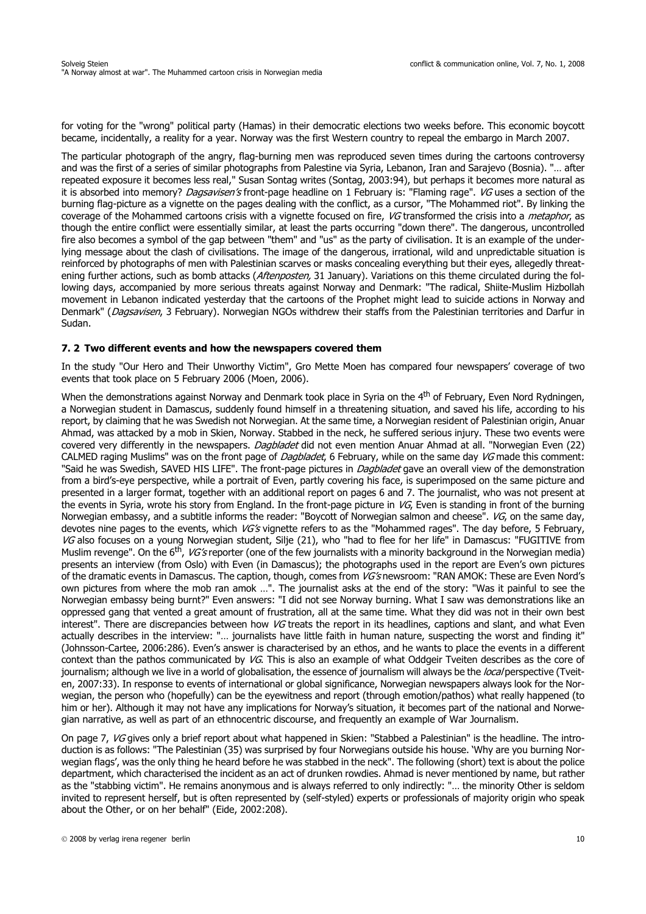for voting for the "wrong" political party (Hamas) in their democratic elections two weeks before. This economic boycott became, incidentally, a reality for a year. Norway was the first Western country to repeal the embargo in March 2007.

The particular photograph of the angry, flag-burning men was reproduced seven times during the cartoons controversy and was the first of a series of similar photographs from Palestine via Syria, Lebanon, Iran and Sarajevo (Bosnia). "… after repeated exposure it becomes less real," Susan Sontag writes (Sontag, 2003:94), but perhaps it becomes more natural as it is absorbed into memory? *Dagsavisen's* front-page headline on 1 February is: "Flaming rage". *VG* uses a section of the burning flag-picture as a vignette on the pages dealing with the conflict, as a cursor, "The Mohammed riot". By linking the coverage of the Mohammed cartoons crisis with a vignette focused on fire, *VG* transformed the crisis into a *metaphor*, as though the entire conflict were essentially similar, at least the parts occurring "down there". The dangerous, uncontrolled fire also becomes a symbol of the gap between "them" and "us" as the party of civilisation. It is an example of the underlying message about the clash of civilisations. The image of the dangerous, irrational, wild and unpredictable situation is reinforced by photographs of men with Palestinian scarves or masks concealing everything but their eyes, allegedly threatening further actions, such as bomb attacks (*Aftenposten,* 31 January). Variations on this theme circulated during the following days, accompanied by more serious threats against Norway and Denmark: "The radical, Shiite-Muslim Hizbollah movement in Lebanon indicated yesterday that the cartoons of the Prophet might lead to suicide actions in Norway and Denmark" (*Dagsavisen*, 3 February). Norwegian NGOs withdrew their staffs from the Palestinian territories and Darfur in Sudan.

### 7. 2 Two different events and how the newspapers covered them

In the study "Our Hero and Their Unworthy Victim", Gro Mette Moen has compared four newspapers' coverage of two events that took place on 5 February 2006 (Moen, 2006).

When the demonstrations against Norway and Denmark took place in Syria on the 4th of February, Even Nord Rydningen, a Norwegian student in Damascus, suddenly found himself in a threatening situation, and saved his life, according to his report, by claiming that he was Swedish not Norwegian. At the same time, a Norwegian resident of Palestinian origin, Anuar Ahmad, was attacked by a mob in Skien, Norway. Stabbed in the neck, he suffered serious injury. These two events were covered very differently in the newspapers. *Dagbladet* did not even mention Anuar Ahmad at all. "Norwegian Even (22) CALMED raging Muslims" was on the front page of *Dagbladet*, 6 February, while on the same day *VG* made this comment: "Said he was Swedish, SAVED HIS LIFE". The front-page pictures in *Dagbladet* gave an overall view of the demonstration from a bird's-eye perspective, while a portrait of Even, partly covering his face, is superimposed on the same picture and presented in a larger format, together with an additional report on pages 6 and 7. The journalist, who was not present at the events in Syria, wrote his story from England. In the front-page picture in *VG*, Even is standing in front of the burning Norwegian embassy, and a subtitle informs the reader: "Boycott of Norwegian salmon and cheese". *VG*, on the same day, devotes nine pages to the events, which *VG's* vignette refers to as the "Mohammed rages". The day before, 5 February, *VG* also focuses on a young Norwegian student, Silje (21), who "had to flee for her life" in Damascus: "FUGITIVE from Muslim revenge". On the 6th, *VG's* reporter (one of the few journalists with a minority background in the Norwegian media) presents an interview (from Oslo) with Even (in Damascus); the photographs used in the report are Even's own pictures of the dramatic events in Damascus. The caption, though, comes from *VG's* newsroom: "RAN AMOK: These are Even Nord's own pictures from where the mob ran amok …". The journalist asks at the end of the story: "Was it painful to see the Norwegian embassy being burnt?" Even answers: "I did not see Norway burning. What I saw was demonstrations like an oppressed gang that vented a great amount of frustration, all at the same time. What they did was not in their own best interest". There are discrepancies between how *VG* treats the report in its headlines, captions and slant, and what Even actually describes in the interview: "… journalists have little faith in human nature, suspecting the worst and finding it" (Johnsson-Cartee, 2006:286). Even's answer is characterised by an ethos, and he wants to place the events in a different context than the pathos communicated by *VG*. This is also an example of what Oddgeir Tveiten describes as the core of journalism; although we live in a world of globalisation, the essence of journalism will always be the *local* perspective (Tveiten, 2007:33). In response to events of international or global significance, Norwegian newspapers always look for the Norwegian, the person who (hopefully) can be the eyewitness and report (through emotion/pathos) what really happened (to him or her). Although it may not have any implications for Norway's situation, it becomes part of the national and Norwegian narrative, as well as part of an ethnocentric discourse, and frequently an example of War Journalism.

On page 7, *VG* gives only a brief report about what happened in Skien: "Stabbed a Palestinian" is the headline. The introduction is as follows: "The Palestinian (35) was surprised by four Norwegians outside his house. 'Why are you burning Norwegian flags', was the only thing he heard before he was stabbed in the neck". The following (short) text is about the police department, which characterised the incident as an act of drunken rowdies. Ahmad is never mentioned by name, but rather as the "stabbing victim". He remains anonymous and is always referred to only indirectly: "… the minority Other is seldom invited to represent herself, but is often represented by (self-styled) experts or professionals of majority origin who speak about the Other, or on her behalf" (Eide, 2002:208).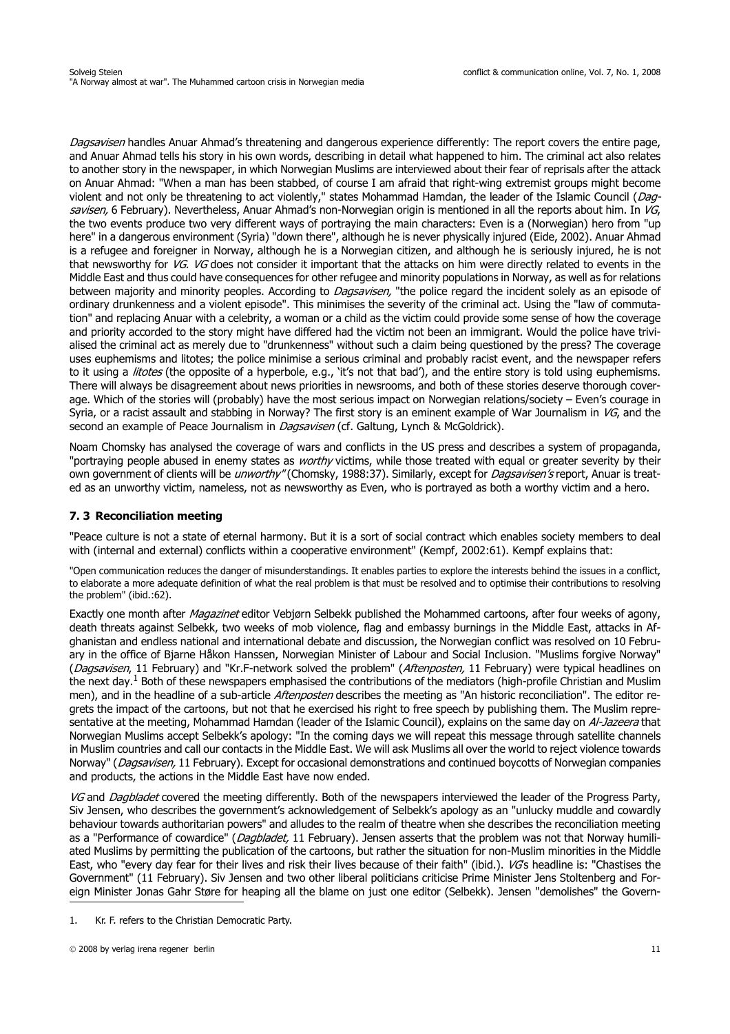*Dagsavisen* handles Anuar Ahmad's threatening and dangerous experience differently: The report covers the entire page, and Anuar Ahmad tells his story in his own words, describing in detail what happened to him. The criminal act also relates to another story in the newspaper, in which Norwegian Muslims are interviewed about their fear of reprisals after the attack on Anuar Ahmad: "When a man has been stabbed, of course I am afraid that right-wing extremist groups might become violent and not only be threatening to act violently," states Mohammad Hamdan, the leader of the Islamic Council (*Dagsavisen,* 6 February). Nevertheless, Anuar Ahmad's non-Norwegian origin is mentioned in all the reports about him. In *VG*, the two events produce two very different ways of portraying the main characters: Even is a (Norwegian) hero from "up here" in a dangerous environment (Syria) "down there", although he is never physically injured (Eide, 2002). Anuar Ahmad is a refugee and foreigner in Norway, although he is a Norwegian citizen, and although he is seriously injured, he is not that newsworthy for *VG*. *VG* does not consider it important that the attacks on him were directly related to events in the Middle East and thus could have consequences for other refugee and minority populations in Norway, as well as for relations between majority and minority peoples. According to *Dagsavisen,* "the police regard the incident solely as an episode of ordinary drunkenness and a violent episode". This minimises the severity of the criminal act. Using the "law of commutation" and replacing Anuar with a celebrity, a woman or a child as the victim could provide some sense of how the coverage and priority accorded to the story might have differed had the victim not been an immigrant. Would the police have trivialised the criminal act as merely due to "drunkenness" without such a claim being questioned by the press? The coverage uses euphemisms and litotes; the police minimise a serious criminal and probably racist event, and the newspaper refers to it using a *litotes* (the opposite of a hyperbole, e.g., 'it's not that bad'), and the entire story is told using euphemisms. There will always be disagreement about news priorities in newsrooms, and both of these stories deserve thorough coverage. Which of the stories will (probably) have the most serious impact on Norwegian relations/society – Even's courage in Syria, or a racist assault and stabbing in Norway? The first story is an eminent example of War Journalism in *VG*, and the second an example of Peace Journalism in *Dagsavisen* (cf. Galtung, Lynch & McGoldrick).

Noam Chomsky has analysed the coverage of wars and conflicts in the US press and describes a system of propaganda, "portraying people abused in enemy states as *worthy* victims, while those treated with equal or greater severity by their own government of clients will be *unworthy"* (Chomsky, 1988:37). Similarly, except for *Dagsavisen's* report, Anuar is treated as an unworthy victim, nameless, not as newsworthy as Even, who is portrayed as both a worthy victim and a hero.

### 7. 3 Reconciliation meeting

"Peace culture is not a state of eternal harmony. But it is a sort of social contract which enables society members to deal with (internal and external) conflicts within a cooperative environment" (Kempf, 2002:61). Kempf explains that:

> "Open communication reduces the danger of misunderstandings. It enables parties to explore the interests behind the issues in a conflict, to elaborate a more adequate definition of what the real problem is that must be resolved and to optimise their contributions to resolving the problem" (ibid.:62).

Exactly one month after *Magazinet* editor Vebjørn Selbekk published the Mohammed cartoons, after four weeks of agony, death threats against Selbekk, two weeks of mob violence, flag and embassy burnings in the Middle East, attacks in Afghanistan and endless national and international debate and discussion, the Norwegian conflict was resolved on 10 February in the office of Bjarne Håkon Hanssen, Norwegian Minister of Labour and Social Inclusion. "Muslims forgive Norway" (*Dagsavisen*, 11 February) and "Kr.F-network solved the problem" (*Aftenposten,* 11 February) were typical headlines on the next day.[1] Both of these newspapers emphasised the contributions of the mediators (high-profile Christian and Muslim men), and in the headline of a sub-article *Aftenposten* describes the meeting as "An historic reconciliation". The editor regrets the impact of the cartoons, but not that he exercised his right to free speech by publishing them. The Muslim representative at the meeting, Mohammad Hamdan (leader of the Islamic Council), explains on the same day on *Al-Jazeera* that Norwegian Muslims accept Selbekk's apology: "In the coming days we will repeat this message through satellite channels in Muslim countries and call our contacts in the Middle East. We will ask Muslims all over the world to reject violence towards Norway" (*Dagsavisen,* 11 February). Except for occasional demonstrations and continued boycotts of Norwegian companies and products, the actions in the Middle East have now ended.

*VG* and *Dagbladet* covered the meeting differently. Both of the newspapers interviewed the leader of the Progress Party, Siv Jensen, who describes the government's acknowledgement of Selbekk's apology as an "unlucky muddle and cowardly behaviour towards authoritarian powers" and alludes to the realm of theatre when she describes the reconciliation meeting as a "Performance of cowardice" (*Dagbladet,* 11 February). Jensen asserts that the problem was not that Norway humiliated Muslims by permitting the publication of the cartoons, but rather the situation for non-Muslim minorities in the Middle East, who "every day fear for their lives and risk their lives because of their faith" (ibid.). *VG*'s headline is: "Chastises the Government" (11 February). Siv Jensen and two other liberal politicians criticise Prime Minister Jens Stoltenberg and Foreign Minister Jonas Gahr Støre for heaping all the blame on just one editor (Selbekk). Jensen "demolishes" the Govern-

---

1. Kr. F. refers to the Christian Democratic Party.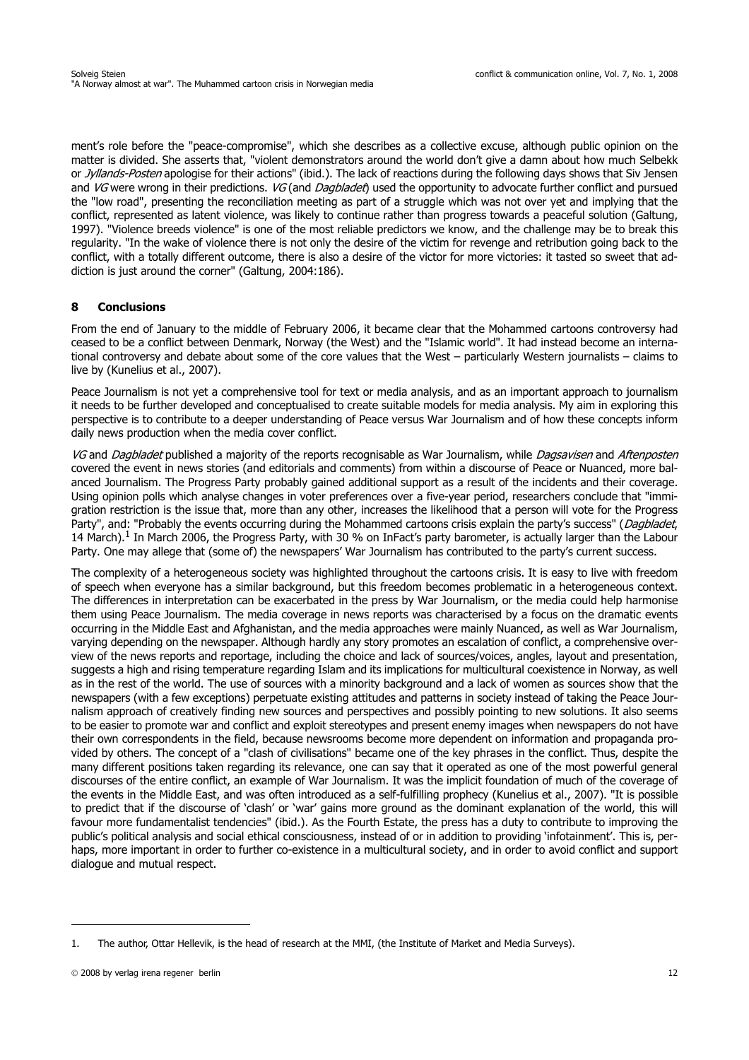ment's role before the "peace-compromise", which she describes as a collective excuse, although public opinion on the matter is divided. She asserts that, "violent demonstrators around the world don't give a damn about how much Selbekk or *Jyllands-Posten* apologise for their actions" (ibid.). The lack of reactions during the following days shows that Siv Jensen and *VG* were wrong in their predictions. *VG* (and *Dagbladet*) used the opportunity to advocate further conflict and pursued the "low road", presenting the reconciliation meeting as part of a struggle which was not over yet and implying that the conflict, represented as latent violence, was likely to continue rather than progress towards a peaceful solution (Galtung, 1997). "Violence breeds violence" is one of the most reliable predictors we know, and the challenge may be to break this regularity. "In the wake of violence there is not only the desire of the victim for revenge and retribution going back to the conflict, with a totally different outcome, there is also a desire of the victor for more victories: it tasted so sweet that addiction is just around the corner" (Galtung, 2004:186).

## 8 Conclusions

From the end of January to the middle of February 2006, it became clear that the Mohammed cartoons controversy had ceased to be a conflict between Denmark, Norway (the West) and the "Islamic world". It had instead become an international controversy and debate about some of the core values that the West – particularly Western journalists – claims to live by (Kunelius et al., 2007).

Peace Journalism is not yet a comprehensive tool for text or media analysis, and as an important approach to journalism it needs to be further developed and conceptualised to create suitable models for media analysis. My aim in exploring this perspective is to contribute to a deeper understanding of Peace versus War Journalism and of how these concepts inform daily news production when the media cover conflict.

*VG* and *Dagbladet* published a majority of the reports recognisable as War Journalism, while *Dagsavisen* and *Aftenposten* covered the event in news stories (and editorials and comments) from within a discourse of Peace or Nuanced, more balanced Journalism. The Progress Party probably gained additional support as a result of the incidents and their coverage. Using opinion polls which analyse changes in voter preferences over a five-year period, researchers conclude that "immigration restriction is the issue that, more than any other, increases the likelihood that a person will vote for the Progress Party", and: "Probably the events occurring during the Mohammed cartoons crisis explain the party's success" (*Dagbladet*, 14 March).[1] In March 2006, the Progress Party, with 30 % on InFact's party barometer, is actually larger than the Labour Party. One may allege that (some of) the newspapers' War Journalism has contributed to the party's current success.

The complexity of a heterogeneous society was highlighted throughout the cartoons crisis. It is easy to live with freedom of speech when everyone has a similar background, but this freedom becomes problematic in a heterogeneous context. The differences in interpretation can be exacerbated in the press by War Journalism, or the media could help harmonise them using Peace Journalism. The media coverage in news reports was characterised by a focus on the dramatic events occurring in the Middle East and Afghanistan, and the media approaches were mainly Nuanced, as well as War Journalism, varying depending on the newspaper. Although hardly any story promotes an escalation of conflict, a comprehensive overview of the news reports and reportage, including the choice and lack of sources/voices, angles, layout and presentation, suggests a high and rising temperature regarding Islam and its implications for multicultural coexistence in Norway, as well as in the rest of the world. The use of sources with a minority background and a lack of women as sources show that the newspapers (with a few exceptions) perpetuate existing attitudes and patterns in society instead of taking the Peace Journalism approach of creatively finding new sources and perspectives and possibly pointing to new solutions. It also seems to be easier to promote war and conflict and exploit stereotypes and present enemy images when newspapers do not have their own correspondents in the field, because newsrooms become more dependent on information and propaganda provided by others. The concept of a "clash of civilisations" became one of the key phrases in the conflict. Thus, despite the many different positions taken regarding its relevance, one can say that it operated as one of the most powerful general discourses of the entire conflict, an example of War Journalism. It was the implicit foundation of much of the coverage of the events in the Middle East, and was often introduced as a self-fulfilling prophecy (Kunelius et al., 2007). "It is possible to predict that if the discourse of 'clash' or 'war' gains more ground as the dominant explanation of the world, this will favour more fundamentalist tendencies" (ibid.). As the Fourth Estate, the press has a duty to contribute to improving the public's political analysis and social ethical consciousness, instead of or in addition to providing 'infotainment'. This is, perhaps, more important in order to further co-existence in a multicultural society, and in order to avoid conflict and support dialogue and mutual respect.

1. The author, Ottar Hellevik, is the head of research at the MMI, (the Institute of Market and Media Surveys).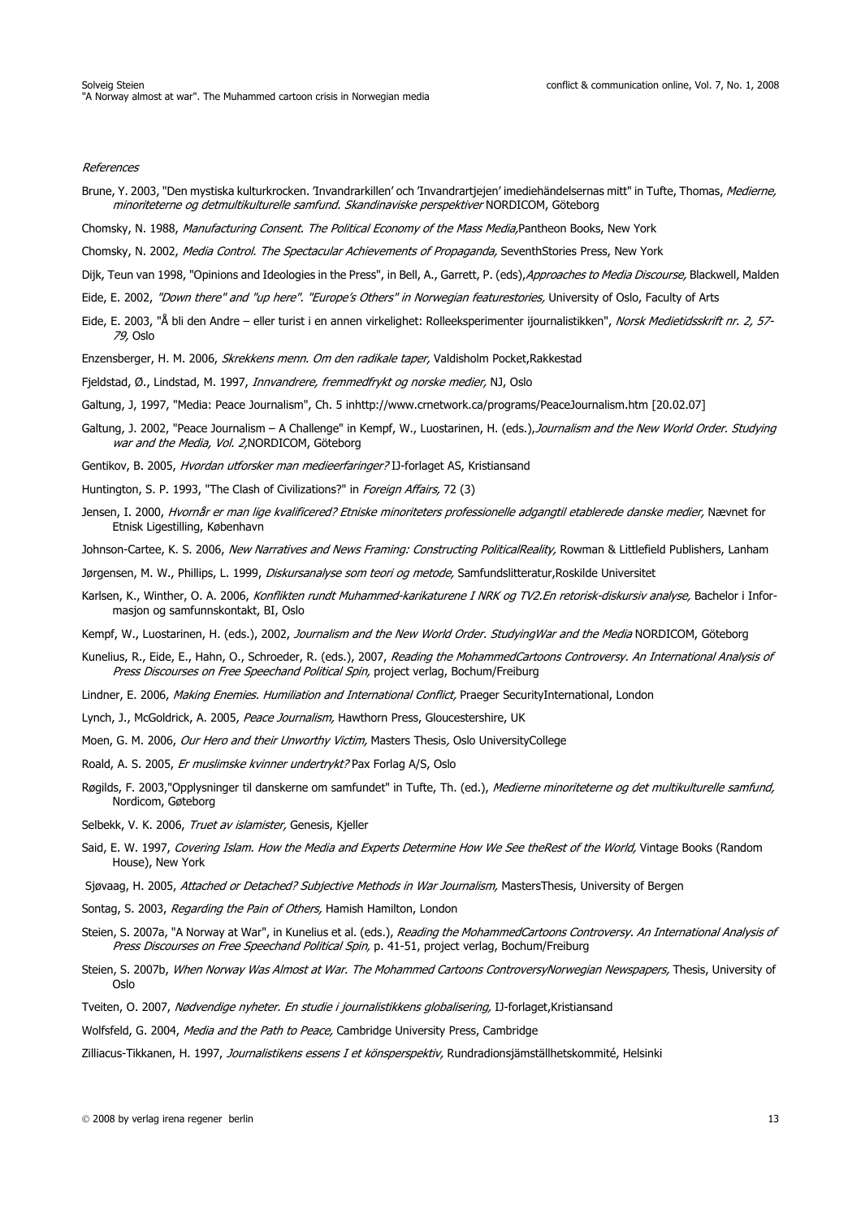*References*

Brune, Y. 2003, "Den mystiska kulturkrocken. 'Invandrarkillen' och 'Invandrartjejen' imediehändelsernas mitt" in Tufte, Thomas, *Medierne, minoriteterne og detmultikulturelle samfund. Skandinaviske perspektiver* NORDICOM, Göteborg

Chomsky, N. 1988, *Manufacturing Consent. The Political Economy of the Mass Media,*Pantheon Books, New York

Chomsky, N. 2002, *Media Control. The Spectacular Achievements of Propaganda,* SeventhStories Press, New York

Dijk, Teun van 1998, "Opinions and Ideologies in the Press", in Bell, A., Garrett, P. (eds),*Approaches to Media Discourse,* Blackwell, Malden

Eide, E. 2002, *"Down there" and "up here". "Europe's Others" in Norwegian featurestories,* University of Oslo, Faculty of Arts

Eide, E. 2003, "Å bli den Andre – eller turist i en annen virkelighet: Rolleeksperimenter ijournalistikken", *Norsk Medietidsskrift nr. 2, 57-79,* Oslo

Enzensberger, H. M. 2006, *Skrekkens menn. Om den radikale taper,* Valdisholm Pocket,Rakkestad

Fjeldstad, Ø., Lindstad, M. 1997, *Innvandrere, fremmedfrykt og norske medier,* NJ, Oslo

Galtung, J, 1997, "Media: Peace Journalism", Ch. 5 inhttp://www.crnetwork.ca/programs/PeaceJournalism.htm [20.02.07]

Galtung, J. 2002, "Peace Journalism – A Challenge" in Kempf, W., Luostarinen, H. (eds.),*Journalism and the New World Order. Studying war and the Media, Vol. 2,*NORDICOM, Göteborg

Gentikov, B. 2005, *Hvordan utforsker man medieerfaringer?* IJ-forlaget AS, Kristiansand

Huntington, S. P. 1993, "The Clash of Civilizations?" in *Foreign Affairs,* 72 (3)

Jensen, I. 2000, *Hvornår er man lige kvalificered? Etniske minoriteters professionelle adgangtil etablerede danske medier,* Nævnet for Etnisk Ligestilling, København

Johnson-Cartee, K. S. 2006, *New Narratives and News Framing: Constructing PoliticalReality,* Rowman & Littlefield Publishers, Lanham

Jørgensen, M. W., Phillips, L. 1999, *Diskursanalyse som teori og metode,* Samfundslitteratur,Roskilde Universitet

Karlsen, K., Winther, O. A. 2006, *Konflikten rundt Muhammed-karikaturene I NRK og TV2.En retorisk-diskursiv analyse,* Bachelor i Informasjon og samfunnskontakt, BI, Oslo

Kempf, W., Luostarinen, H. (eds.), 2002, *Journalism and the New World Order. StudyingWar and the Media* NORDICOM, Göteborg

Kunelius, R., Eide, E., Hahn, O., Schroeder, R. (eds.), 2007, *Reading the MohammedCartoons Controversy. An International Analysis of Press Discourses on Free Speechand Political Spin,* project verlag, Bochum/Freiburg

Lindner, E. 2006, *Making Enemies. Humiliation and International Conflict,* Praeger SecurityInternational, London

Lynch, J., McGoldrick, A. 2005, *Peace Journalism,* Hawthorn Press, Gloucestershire, UK

Moen, G. M. 2006, *Our Hero and their Unworthy Victim,* Masters Thesis*,* Oslo UniversityCollege

Roald, A. S. 2005, *Er muslimske kvinner undertrykt?* Pax Forlag A/S, Oslo

Røgilds, F. 2003,"Opplysninger til danskerne om samfundet" in Tufte, Th. (ed.), *Medierne minoriteterne og det multikulturelle samfund,* Nordicom, Gøteborg

Selbekk, V. K. 2006, *Truet av islamister,* Genesis, Kjeller

Said, E. W. 1997, *Covering Islam. How the Media and Experts Determine How We See theRest of the World,* Vintage Books (Random House), New York

Sjøvaag, H. 2005, *Attached or Detached? Subjective Methods in War Journalism,* MastersThesis, University of Bergen

Sontag, S. 2003, *Regarding the Pain of Others,* Hamish Hamilton, London

Steien, S. 2007a, "A Norway at War", in Kunelius et al. (eds.), *Reading the MohammedCartoons Controversy. An International Analysis of Press Discourses on Free Speechand Political Spin,* p. 41-51, project verlag, Bochum/Freiburg

Steien, S. 2007b, *When Norway Was Almost at War. The Mohammed Cartoons ControversyNorwegian Newspapers,* Thesis, University of Oslo

Tveiten, O. 2007, *Nødvendige nyheter. En studie i journalistikkens globalisering,* IJ-forlaget,Kristiansand

Wolfsfeld, G. 2004, *Media and the Path to Peace,* Cambridge University Press, Cambridge

Zilliacus-Tikkanen, H. 1997, *Journalistikens essens I et könsperspektiv,* Rundradionsjämställhetskommité, Helsinki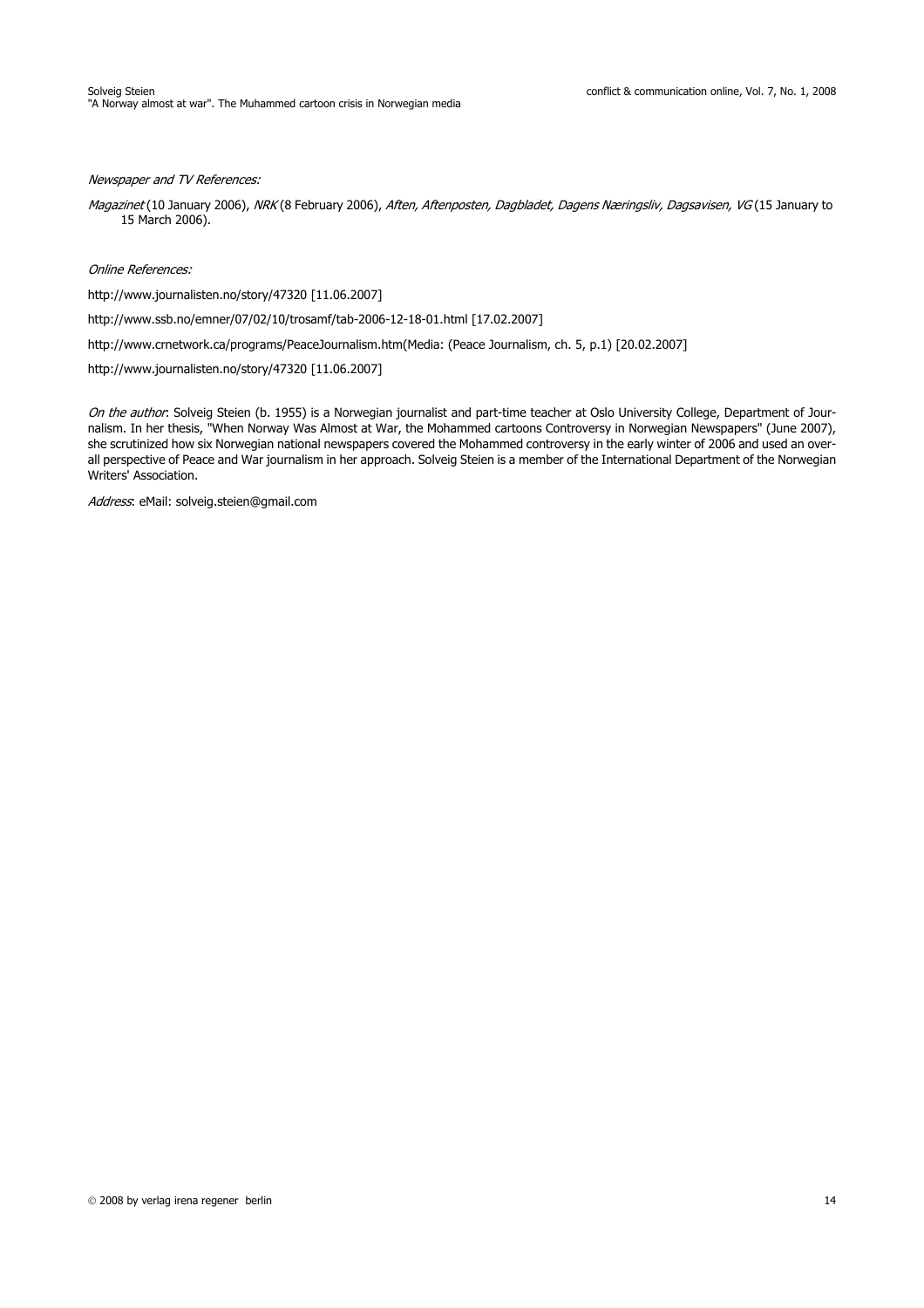*Newspaper and TV References:*

*Magazinet* (10 January 2006), *NRK* (8 February 2006), *Aften, Aftenposten, Dagbladet, Dagens Næringsliv, Dagsavisen, VG* (15 January to 15 March 2006).

*Online References:*

http://www.journalisten.no/story/47320 [11.06.2007]

http://www.ssb.no/emner/07/02/10/trosamf/tab-2006-12-18-01.html [17.02.2007]

http://www.crnetwork.ca/programs/PeaceJournalism.htm(Media: (Peace Journalism, ch. 5, p.1) [20.02.2007]

http://www.journalisten.no/story/47320 [11.06.2007]

*On the author*: Solveig Steien (b. 1955) is a Norwegian journalist and part-time teacher at Oslo University College, Department of Journalism. In her thesis, "When Norway Was Almost at War, the Mohammed cartoons Controversy in Norwegian Newspapers" (June 2007), she scrutinized how six Norwegian national newspapers covered the Mohammed controversy in the early winter of 2006 and used an overall perspective of Peace and War journalism in her approach. Solveig Steien is a member of the International Department of the Norwegian Writers' Association.

*Address*: eMail: solveig.steien@gmail.com